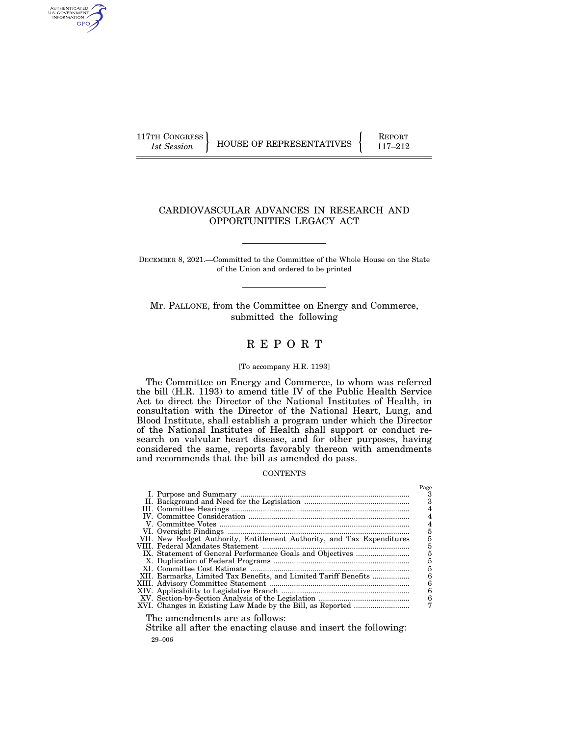117TH CONGRESS
*1st Session*

HOUSE OF REPRESENTATIVES

REPORT
117–212

# CARDIOVASCULAR ADVANCES IN RESEARCH AND OPPORTUNITIES LEGACY ACT

DECEMBER 8, 2021.—Committed to the Committee of the Whole House on the State of the Union and ordered to be printed

Mr. PALLONE, from the Committee on Energy and Commerce, submitted the following

# R E P O R T

[To accompany H.R. 1193]

The Committee on Energy and Commerce, to whom was referred the bill (H.R. 1193) to amend title IV of the Public Health Service Act to direct the Director of the National Institutes of Health, in consultation with the Director of the National Heart, Lung, and Blood Institute, shall establish a program under which the Director of the National Institutes of Health shall support or conduct research on valvular heart disease, and for other purposes, having considered the same, reports favorably thereon with amendments and recommends that the bill as amended do pass.

CONTENTS

| | Page |
|---|---|
| I. Purpose and Summary | 3 |
| II. Background and Need for the Legislation | 3 |
| III. Committee Hearings | 4 |
| IV. Committee Consideration | 4 |
| V. Committee Votes | 4 |
| VI. Oversight Findings | 5 |
| VII. New Budget Authority, Entitlement Authority, and Tax Expenditures | 5 |
| VIII. Federal Mandates Statement | 5 |
| IX. Statement of General Performance Goals and Objectives | 5 |
| X. Duplication of Federal Programs | 5 |
| XI. Committee Cost Estimate | 5 |
| XII. Earmarks, Limited Tax Benefits, and Limited Tariff Benefits | 6 |
| XIII. Advisory Committee Statement | 6 |
| XIV. Applicability to Legislative Branch | 6 |
| XV. Section-by-Section Analysis of the Legislation | 6 |
| XVI. Changes in Existing Law Made by the Bill, as Reported | 7 |

The amendments are as follows:

Strike all after the enacting clause and insert the following:

29–006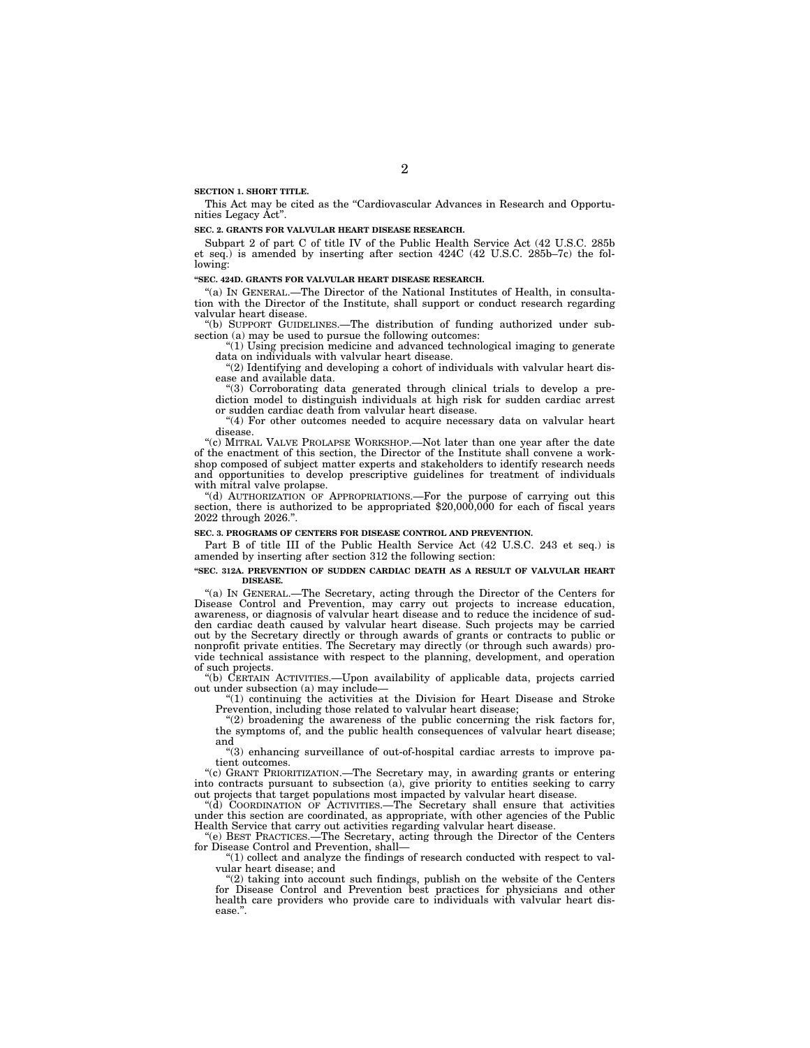**SECTION 1. SHORT TITLE.**

This Act may be cited as the "Cardiovascular Advances in Research and Opportunities Legacy Act".

**SEC. 2. GRANTS FOR VALVULAR HEART DISEASE RESEARCH.**

Subpart 2 of part C of title IV of the Public Health Service Act (42 U.S.C. 285b et seq.) is amended by inserting after section 424C (42 U.S.C. 285b–7c) the following:

**"SEC. 424D. GRANTS FOR VALVULAR HEART DISEASE RESEARCH.**

"(a) IN GENERAL.—The Director of the National Institutes of Health, in consultation with the Director of the Institute, shall support or conduct research regarding valvular heart disease.

"(b) SUPPORT GUIDELINES.—The distribution of funding authorized under subsection (a) may be used to pursue the following outcomes:

"(1) Using precision medicine and advanced technological imaging to generate data on individuals with valvular heart disease.

"(2) Identifying and developing a cohort of individuals with valvular heart disease and available data.

"(3) Corroborating data generated through clinical trials to develop a prediction model to distinguish individuals at high risk for sudden cardiac arrest or sudden cardiac death from valvular heart disease.

"(4) For other outcomes needed to acquire necessary data on valvular heart disease.

"(c) MITRAL VALVE PROLAPSE WORKSHOP.—Not later than one year after the date of the enactment of this section, the Director of the Institute shall convene a workshop composed of subject matter experts and stakeholders to identify research needs and opportunities to develop prescriptive guidelines for treatment of individuals with mitral valve prolapse.

"(d) AUTHORIZATION OF APPROPRIATIONS.—For the purpose of carrying out this section, there is authorized to be appropriated $20,000,000 for each of fiscal years 2022 through 2026.".

**SEC. 3. PROGRAMS OF CENTERS FOR DISEASE CONTROL AND PREVENTION.**

Part B of title III of the Public Health Service Act (42 U.S.C. 243 et seq.) is amended by inserting after section 312 the following section:

**"SEC. 312A. PREVENTION OF SUDDEN CARDIAC DEATH AS A RESULT OF VALVULAR HEART DISEASE.**

"(a) IN GENERAL.—The Secretary, acting through the Director of the Centers for Disease Control and Prevention, may carry out projects to increase education, awareness, or diagnosis of valvular heart disease and to reduce the incidence of sudden cardiac death caused by valvular heart disease. Such projects may be carried out by the Secretary directly or through awards of grants or contracts to public or nonprofit private entities. The Secretary may directly (or through such awards) provide technical assistance with respect to the planning, development, and operation of such projects.

"(b) CERTAIN ACTIVITIES.—Upon availability of applicable data, projects carried out under subsection (a) may include—

"(1) continuing the activities at the Division for Heart Disease and Stroke Prevention, including those related to valvular heart disease;

"(2) broadening the awareness of the public concerning the risk factors for, the symptoms of, and the public health consequences of valvular heart disease; and

"(3) enhancing surveillance of out-of-hospital cardiac arrests to improve patient outcomes.

"(c) GRANT PRIORITIZATION.—The Secretary may, in awarding grants or entering into contracts pursuant to subsection (a), give priority to entities seeking to carry out projects that target populations most impacted by valvular heart disease.

"(d) COORDINATION OF ACTIVITIES.—The Secretary shall ensure that activities under this section are coordinated, as appropriate, with other agencies of the Public Health Service that carry out activities regarding valvular heart disease.

"(e) BEST PRACTICES.—The Secretary, acting through the Director of the Centers for Disease Control and Prevention, shall—

"(1) collect and analyze the findings of research conducted with respect to valvular heart disease; and

"(2) taking into account such findings, publish on the website of the Centers for Disease Control and Prevention best practices for physicians and other health care providers who provide care to individuals with valvular heart disease.".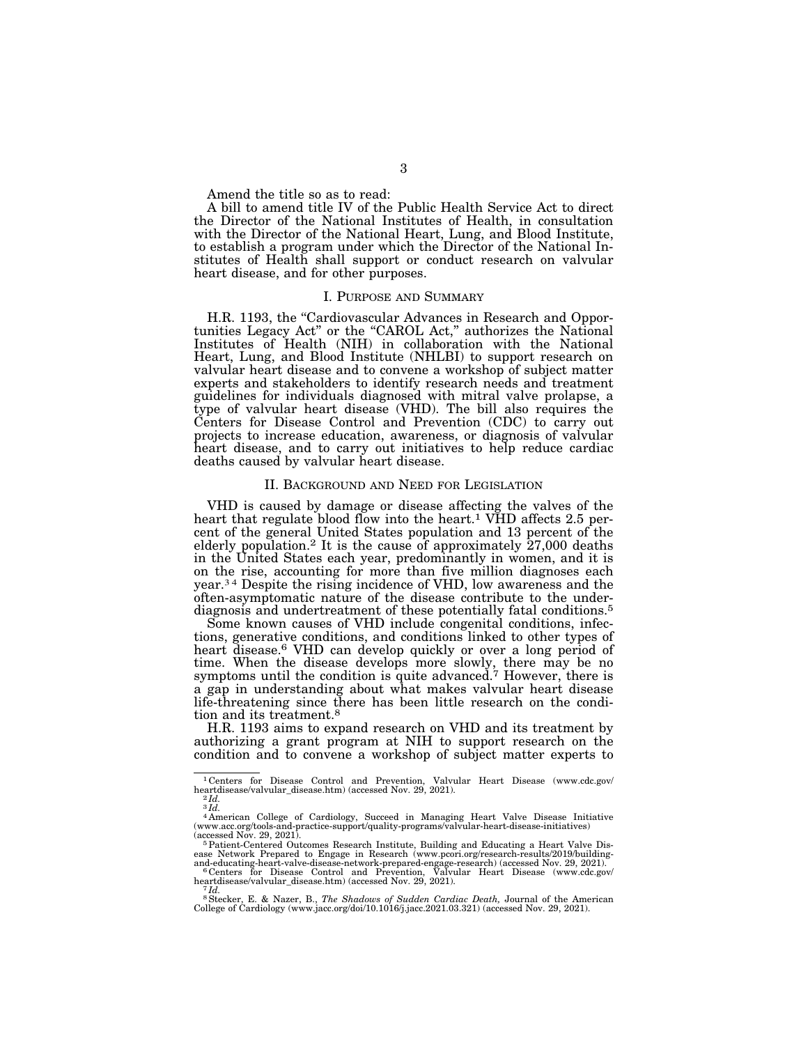Amend the title so as to read:

A bill to amend title IV of the Public Health Service Act to direct the Director of the National Institutes of Health, in consultation with the Director of the National Heart, Lung, and Blood Institute, to establish a program under which the Director of the National Institutes of Health shall support or conduct research on valvular heart disease, and for other purposes.

## I. PURPOSE AND SUMMARY

H.R. 1193, the "Cardiovascular Advances in Research and Opportunities Legacy Act" or the "CAROL Act," authorizes the National Institutes of Health (NIH) in collaboration with the National Heart, Lung, and Blood Institute (NHLBI) to support research on valvular heart disease and to convene a workshop of subject matter experts and stakeholders to identify research needs and treatment guidelines for individuals diagnosed with mitral valve prolapse, a type of valvular heart disease (VHD). The bill also requires the Centers for Disease Control and Prevention (CDC) to carry out projects to increase education, awareness, or diagnosis of valvular heart disease, and to carry out initiatives to help reduce cardiac deaths caused by valvular heart disease.

## II. BACKGROUND AND NEED FOR LEGISLATION

VHD is caused by damage or disease affecting the valves of the heart that regulate blood flow into the heart.[1] VHD affects 2.5 percent of the general United States population and 13 percent of the elderly population.[2] It is the cause of approximately 27,000 deaths in the United States each year, predominantly in women, and it is on the rise, accounting for more than five million diagnoses each year.[3] [4] Despite the rising incidence of VHD, low awareness and the often-asymptomatic nature of the disease contribute to the underdiagnosis and undertreatment of these potentially fatal conditions.[5]

Some known causes of VHD include congenital conditions, infections, generative conditions, and conditions linked to other types of heart disease.[6] VHD can develop quickly or over a long period of time. When the disease develops more slowly, there may be no symptoms until the condition is quite advanced.[7] However, there is a gap in understanding about what makes valvular heart disease life-threatening since there has been little research on the condition and its treatment.[8]

H.R. 1193 aims to expand research on VHD and its treatment by authorizing a grant program at NIH to support research on the condition and to convene a workshop of subject matter experts to

---

[1] Centers for Disease Control and Prevention, Valvular Heart Disease (www.cdc.gov/heartdisease/valvular_disease.htm) (accessed Nov. 29, 2021).

[2] *Id.*

[3] *Id.*

[4] American College of Cardiology, Succeed in Managing Heart Valve Disease Initiative (www.acc.org/tools-and-practice-support/quality-programs/valvular-heart-disease-initiatives) (accessed Nov. 29, 2021).

[5] Patient-Centered Outcomes Research Institute, Building and Educating a Heart Valve Disease Network Prepared to Engage in Research (www.pcori.org/research-results/2019/building-and-educating-heart-valve-disease-network-prepared-engage-research) (accessed Nov. 29, 2021).

[6] Centers for Disease Control and Prevention, Valvular Heart Disease (www.cdc.gov/heartdisease/valvular_disease.htm) (accessed Nov. 29, 2021).

[7] *Id.*

[8] Stecker, E. & Nazer, B., *The Shadows of Sudden Cardiac Death,* Journal of the American College of Cardiology (www.jacc.org/doi/10.1016/j.jacc.2021.03.321) (accessed Nov. 29, 2021).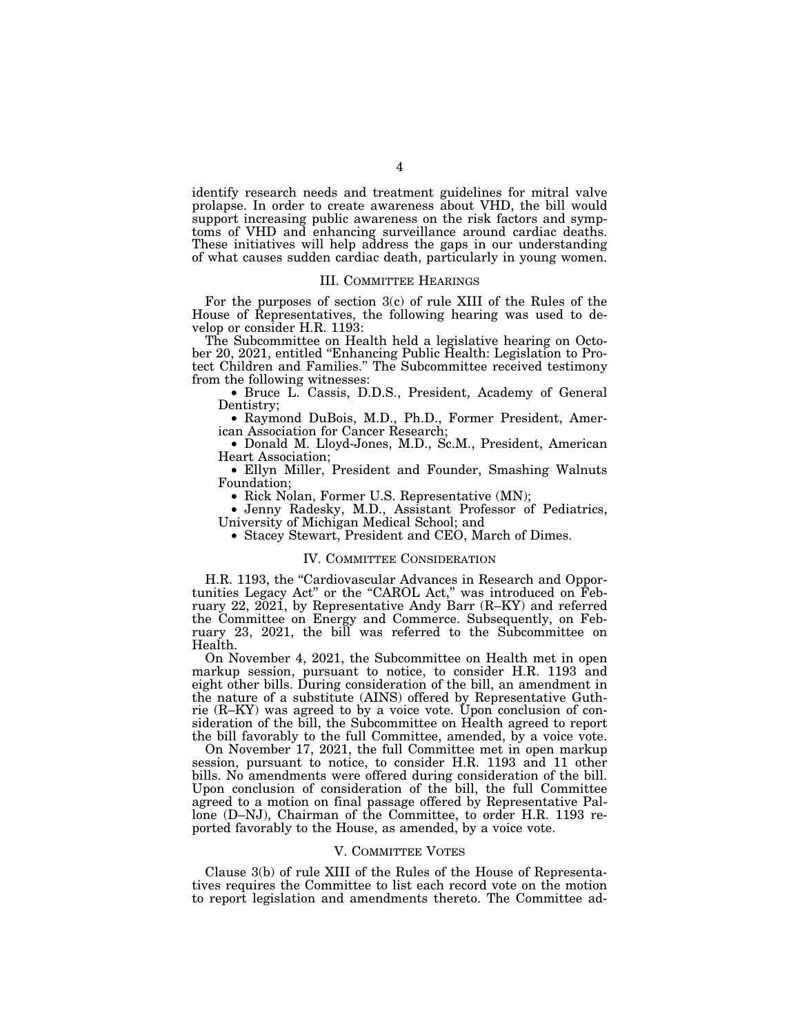identify research needs and treatment guidelines for mitral valve prolapse. In order to create awareness about VHD, the bill would support increasing public awareness on the risk factors and symptoms of VHD and enhancing surveillance around cardiac deaths. These initiatives will help address the gaps in our understanding of what causes sudden cardiac death, particularly in young women.

## III. Committee Hearings

For the purposes of section 3(c) of rule XIII of the Rules of the House of Representatives, the following hearing was used to develop or consider H.R. 1193:

The Subcommittee on Health held a legislative hearing on October 20, 2021, entitled "Enhancing Public Health: Legislation to Protect Children and Families." The Subcommittee received testimony from the following witnesses:

- Bruce L. Cassis, D.D.S., President, Academy of General Dentistry;
- Raymond DuBois, M.D., Ph.D., Former President, American Association for Cancer Research;
- Donald M. Lloyd-Jones, M.D., Sc.M., President, American Heart Association;
- Ellyn Miller, President and Founder, Smashing Walnuts Foundation;
- Rick Nolan, Former U.S. Representative (MN);
- Jenny Radesky, M.D., Assistant Professor of Pediatrics, University of Michigan Medical School; and
- Stacey Stewart, President and CEO, March of Dimes.

## IV. Committee Consideration

H.R. 1193, the "Cardiovascular Advances in Research and Opportunities Legacy Act" or the "CAROL Act," was introduced on February 22, 2021, by Representative Andy Barr (R–KY) and referred the Committee on Energy and Commerce. Subsequently, on February 23, 2021, the bill was referred to the Subcommittee on Health.

On November 4, 2021, the Subcommittee on Health met in open markup session, pursuant to notice, to consider H.R. 1193 and eight other bills. During consideration of the bill, an amendment in the nature of a substitute (AINS) offered by Representative Guthrie (R–KY) was agreed to by a voice vote. Upon conclusion of consideration of the bill, the Subcommittee on Health agreed to report the bill favorably to the full Committee, amended, by a voice vote.

On November 17, 2021, the full Committee met in open markup session, pursuant to notice, to consider H.R. 1193 and 11 other bills. No amendments were offered during consideration of the bill. Upon conclusion of consideration of the bill, the full Committee agreed to a motion on final passage offered by Representative Pallone (D–NJ), Chairman of the Committee, to order H.R. 1193 reported favorably to the House, as amended, by a voice vote.

## V. Committee Votes

Clause 3(b) of rule XIII of the Rules of the House of Representatives requires the Committee to list each record vote on the motion to report legislation and amendments thereto. The Committee ad-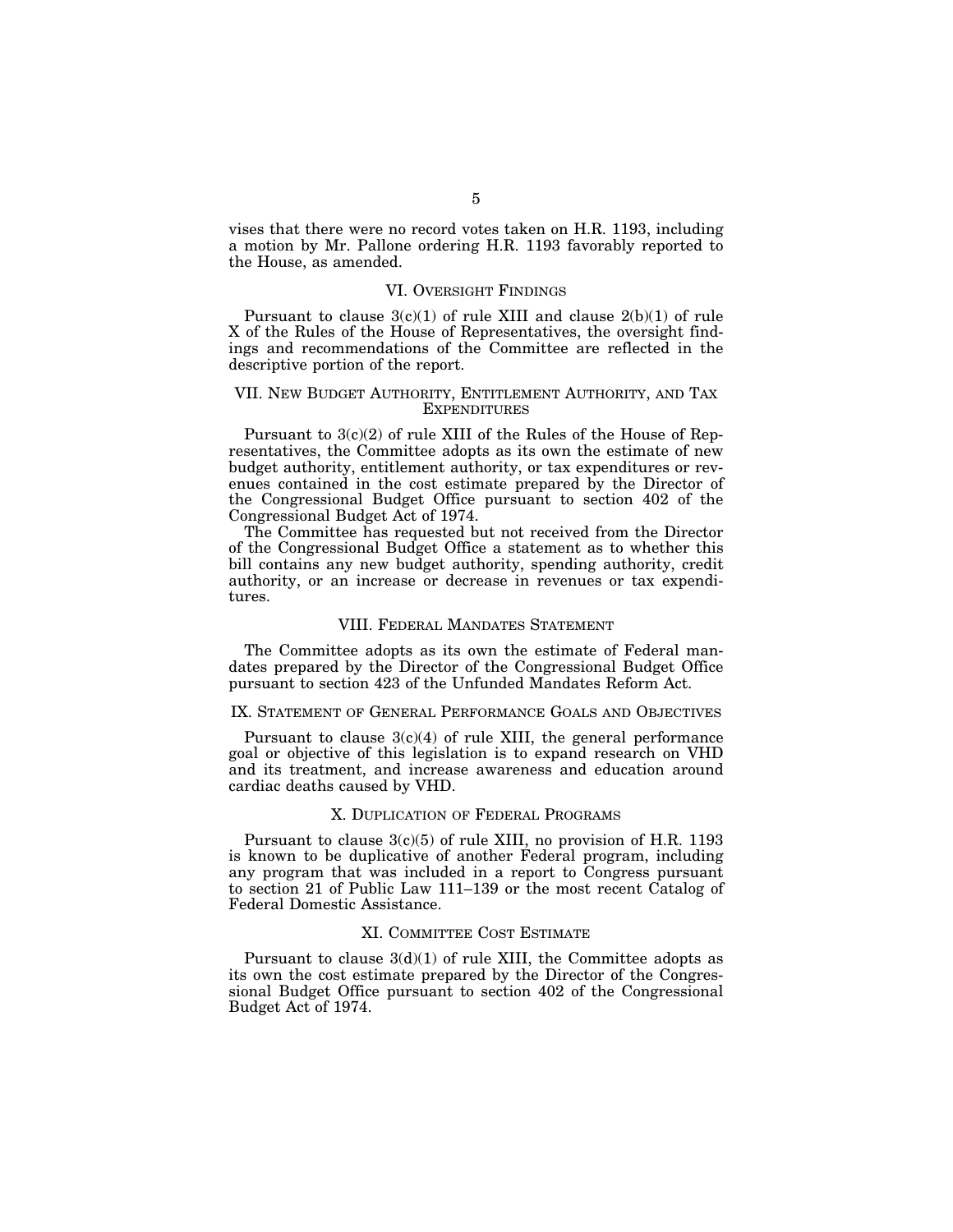vises that there were no record votes taken on H.R. 1193, including a motion by Mr. Pallone ordering H.R. 1193 favorably reported to the House, as amended.

## VI. Oversight Findings

Pursuant to clause 3(c)(1) of rule XIII and clause 2(b)(1) of rule X of the Rules of the House of Representatives, the oversight findings and recommendations of the Committee are reflected in the descriptive portion of the report.

## VII. New Budget Authority, Entitlement Authority, and Tax Expenditures

Pursuant to 3(c)(2) of rule XIII of the Rules of the House of Representatives, the Committee adopts as its own the estimate of new budget authority, entitlement authority, or tax expenditures or revenues contained in the cost estimate prepared by the Director of the Congressional Budget Office pursuant to section 402 of the Congressional Budget Act of 1974.

The Committee has requested but not received from the Director of the Congressional Budget Office a statement as to whether this bill contains any new budget authority, spending authority, credit authority, or an increase or decrease in revenues or tax expenditures.

## VIII. Federal Mandates Statement

The Committee adopts as its own the estimate of Federal mandates prepared by the Director of the Congressional Budget Office pursuant to section 423 of the Unfunded Mandates Reform Act.

## IX. Statement of General Performance Goals and Objectives

Pursuant to clause 3(c)(4) of rule XIII, the general performance goal or objective of this legislation is to expand research on VHD and its treatment, and increase awareness and education around cardiac deaths caused by VHD.

## X. Duplication of Federal Programs

Pursuant to clause 3(c)(5) of rule XIII, no provision of H.R. 1193 is known to be duplicative of another Federal program, including any program that was included in a report to Congress pursuant to section 21 of Public Law 111–139 or the most recent Catalog of Federal Domestic Assistance.

## XI. Committee Cost Estimate

Pursuant to clause 3(d)(1) of rule XIII, the Committee adopts as its own the cost estimate prepared by the Director of the Congressional Budget Office pursuant to section 402 of the Congressional Budget Act of 1974.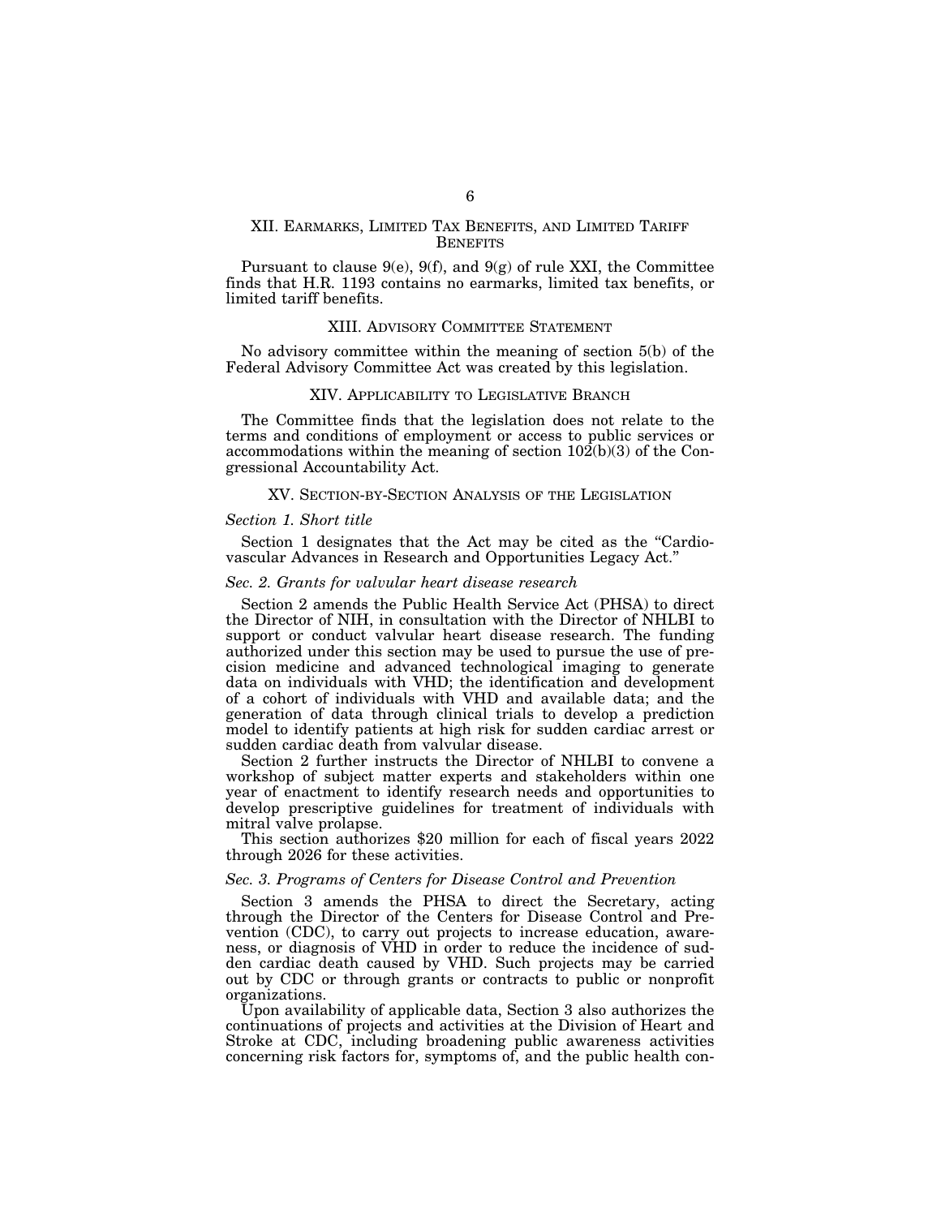## XII. Earmarks, Limited Tax Benefits, and Limited Tariff Benefits

Pursuant to clause 9(e), 9(f), and 9(g) of rule XXI, the Committee finds that H.R. 1193 contains no earmarks, limited tax benefits, or limited tariff benefits.

## XIII. Advisory Committee Statement

No advisory committee within the meaning of section 5(b) of the Federal Advisory Committee Act was created by this legislation.

## XIV. Applicability to Legislative Branch

The Committee finds that the legislation does not relate to the terms and conditions of employment or access to public services or accommodations within the meaning of section 102(b)(3) of the Congressional Accountability Act.

## XV. Section-by-Section Analysis of the Legislation

### *Section 1. Short title*

Section 1 designates that the Act may be cited as the "Cardiovascular Advances in Research and Opportunities Legacy Act."

### *Sec. 2. Grants for valvular heart disease research*

Section 2 amends the Public Health Service Act (PHSA) to direct the Director of NIH, in consultation with the Director of NHLBI to support or conduct valvular heart disease research. The funding authorized under this section may be used to pursue the use of precision medicine and advanced technological imaging to generate data on individuals with VHD; the identification and development of a cohort of individuals with VHD and available data; and the generation of data through clinical trials to develop a prediction model to identify patients at high risk for sudden cardiac arrest or sudden cardiac death from valvular disease.

Section 2 further instructs the Director of NHLBI to convene a workshop of subject matter experts and stakeholders within one year of enactment to identify research needs and opportunities to develop prescriptive guidelines for treatment of individuals with mitral valve prolapse.

This section authorizes $20 million for each of fiscal years 2022 through 2026 for these activities.

### *Sec. 3. Programs of Centers for Disease Control and Prevention*

Section 3 amends the PHSA to direct the Secretary, acting through the Director of the Centers for Disease Control and Prevention (CDC), to carry out projects to increase education, awareness, or diagnosis of VHD in order to reduce the incidence of sudden cardiac death caused by VHD. Such projects may be carried out by CDC or through grants or contracts to public or nonprofit organizations.

Upon availability of applicable data, Section 3 also authorizes the continuations of projects and activities at the Division of Heart and Stroke at CDC, including broadening public awareness activities concerning risk factors for, symptoms of, and the public health con-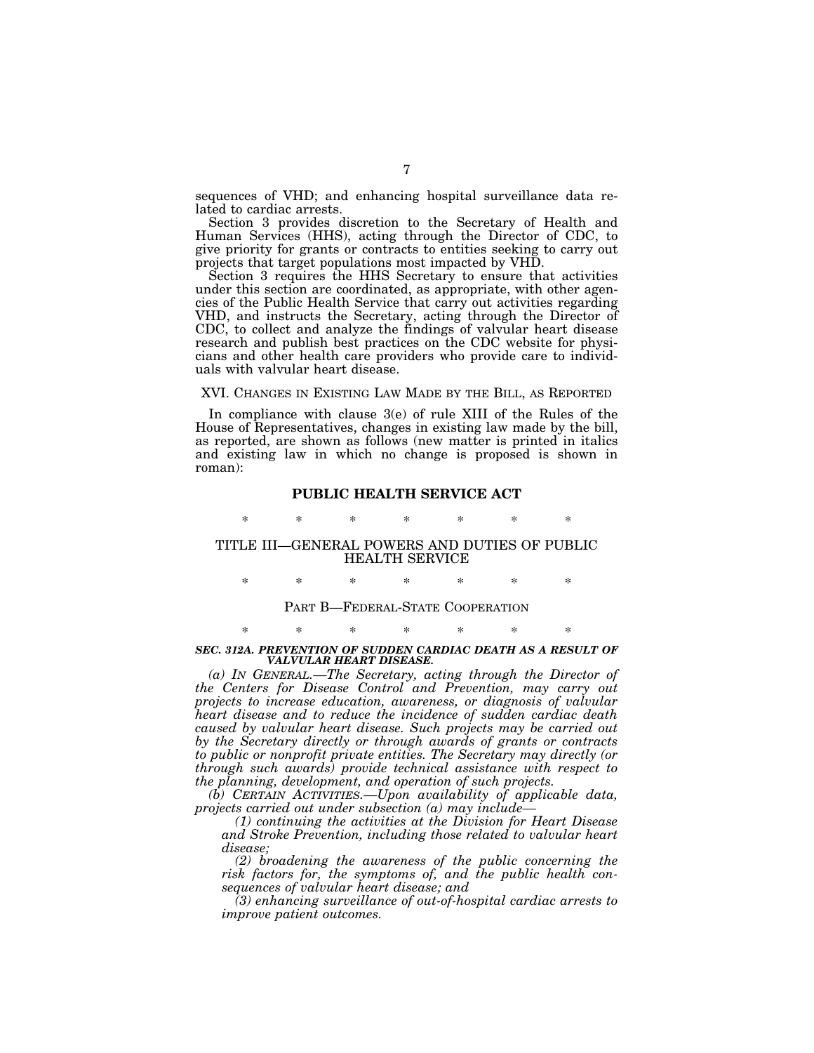sequences of VHD; and enhancing hospital surveillance data related to cardiac arrests.

Section 3 provides discretion to the Secretary of Health and Human Services (HHS), acting through the Director of CDC, to give priority for grants or contracts to entities seeking to carry out projects that target populations most impacted by VHD.

Section 3 requires the HHS Secretary to ensure that activities under this section are coordinated, as appropriate, with other agencies of the Public Health Service that carry out activities regarding VHD, and instructs the Secretary, acting through the Director of CDC, to collect and analyze the findings of valvular heart disease research and publish best practices on the CDC website for physicians and other health care providers who provide care to individuals with valvular heart disease.

## XVI. Changes in Existing Law Made by the Bill, as Reported

In compliance with clause 3(e) of rule XIII of the Rules of the House of Representatives, changes in existing law made by the bill, as reported, are shown as follows (new matter is printed in italics and existing law in which no change is proposed is shown in roman):

## PUBLIC HEALTH SERVICE ACT

\* \* \* \* \* \* \*

### TITLE III—GENERAL POWERS AND DUTIES OF PUBLIC HEALTH SERVICE

\* \* \* \* \* \* \*

### Part B—Federal-State Cooperation

\* \* \* \* \* \* \*

***SEC. 312A. PREVENTION OF SUDDEN CARDIAC DEATH AS A RESULT OF VALVULAR HEART DISEASE.***

*(a) In General.—The Secretary, acting through the Director of the Centers for Disease Control and Prevention, may carry out projects to increase education, awareness, or diagnosis of valvular heart disease and to reduce the incidence of sudden cardiac death caused by valvular heart disease. Such projects may be carried out by the Secretary directly or through awards of grants or contracts to public or nonprofit private entities. The Secretary may directly (or through such awards) provide technical assistance with respect to the planning, development, and operation of such projects.*

*(b) Certain Activities.—Upon availability of applicable data, projects carried out under subsection (a) may include—*

*(1) continuing the activities at the Division for Heart Disease and Stroke Prevention, including those related to valvular heart disease;*

*(2) broadening the awareness of the public concerning the risk factors for, the symptoms of, and the public health consequences of valvular heart disease; and*

*(3) enhancing surveillance of out-of-hospital cardiac arrests to improve patient outcomes.*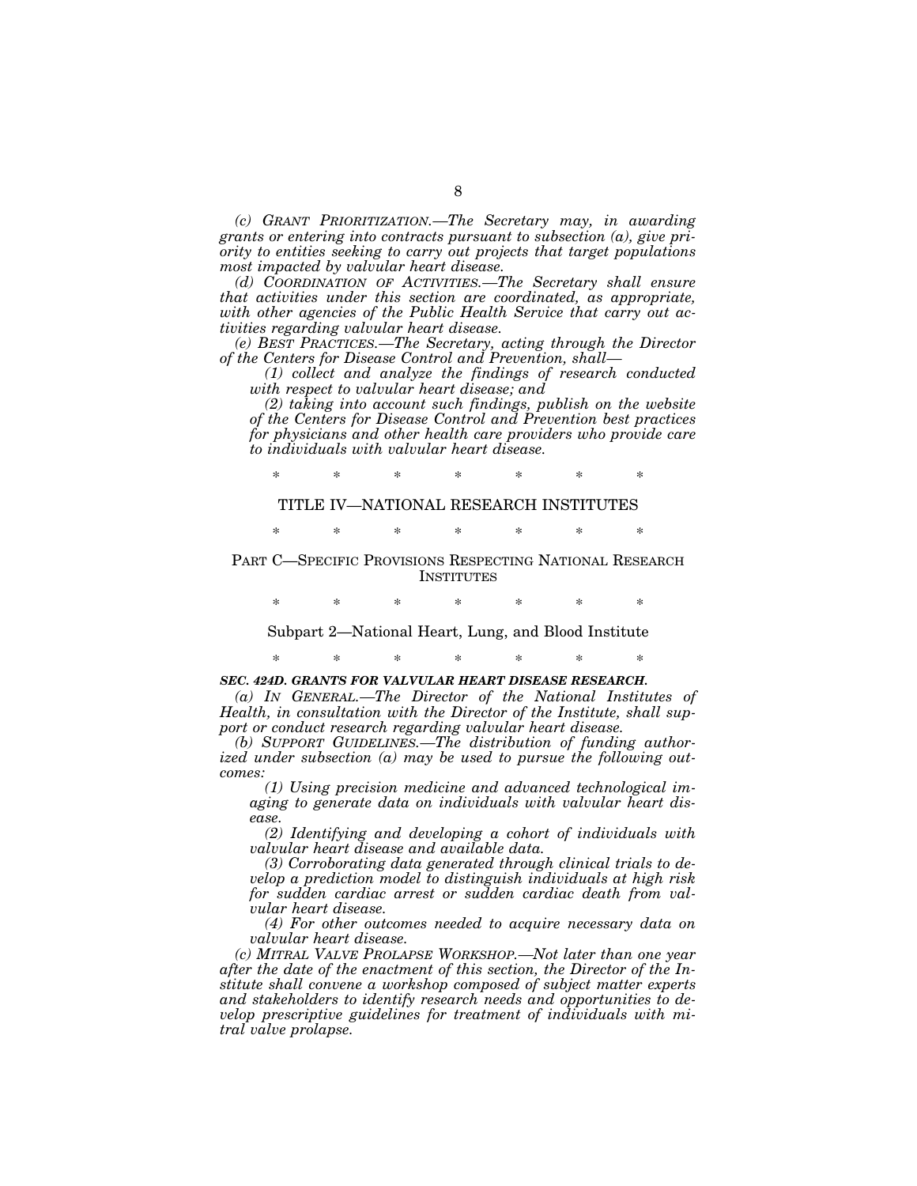*(c) GRANT PRIORITIZATION.—The Secretary may, in awarding grants or entering into contracts pursuant to subsection (a), give priority to entities seeking to carry out projects that target populations most impacted by valvular heart disease.*

*(d) COORDINATION OF ACTIVITIES.—The Secretary shall ensure that activities under this section are coordinated, as appropriate, with other agencies of the Public Health Service that carry out activities regarding valvular heart disease.*

*(e) BEST PRACTICES.—The Secretary, acting through the Director of the Centers for Disease Control and Prevention, shall—*

*(1) collect and analyze the findings of research conducted with respect to valvular heart disease; and*

*(2) taking into account such findings, publish on the website of the Centers for Disease Control and Prevention best practices for physicians and other health care providers who provide care to individuals with valvular heart disease.*

\* \* \* \* \* \* \*

TITLE IV—NATIONAL RESEARCH INSTITUTES

\* \* \* \* \* \* \*

PART C—SPECIFIC PROVISIONS RESPECTING NATIONAL RESEARCH INSTITUTES

\* \* \* \* \* \* \*

Subpart 2—National Heart, Lung, and Blood Institute

\* \* \* \* \* \* \*

***SEC. 424D. GRANTS FOR VALVULAR HEART DISEASE RESEARCH.***

*(a) IN GENERAL.—The Director of the National Institutes of Health, in consultation with the Director of the Institute, shall support or conduct research regarding valvular heart disease.*

*(b) SUPPORT GUIDELINES.—The distribution of funding authorized under subsection (a) may be used to pursue the following outcomes:*

*(1) Using precision medicine and advanced technological imaging to generate data on individuals with valvular heart disease.*

*(2) Identifying and developing a cohort of individuals with valvular heart disease and available data.*

*(3) Corroborating data generated through clinical trials to develop a prediction model to distinguish individuals at high risk for sudden cardiac arrest or sudden cardiac death from valvular heart disease.*

*(4) For other outcomes needed to acquire necessary data on valvular heart disease.*

*(c) MITRAL VALVE PROLAPSE WORKSHOP.—Not later than one year after the date of the enactment of this section, the Director of the Institute shall convene a workshop composed of subject matter experts and stakeholders to identify research needs and opportunities to develop prescriptive guidelines for treatment of individuals with mitral valve prolapse.*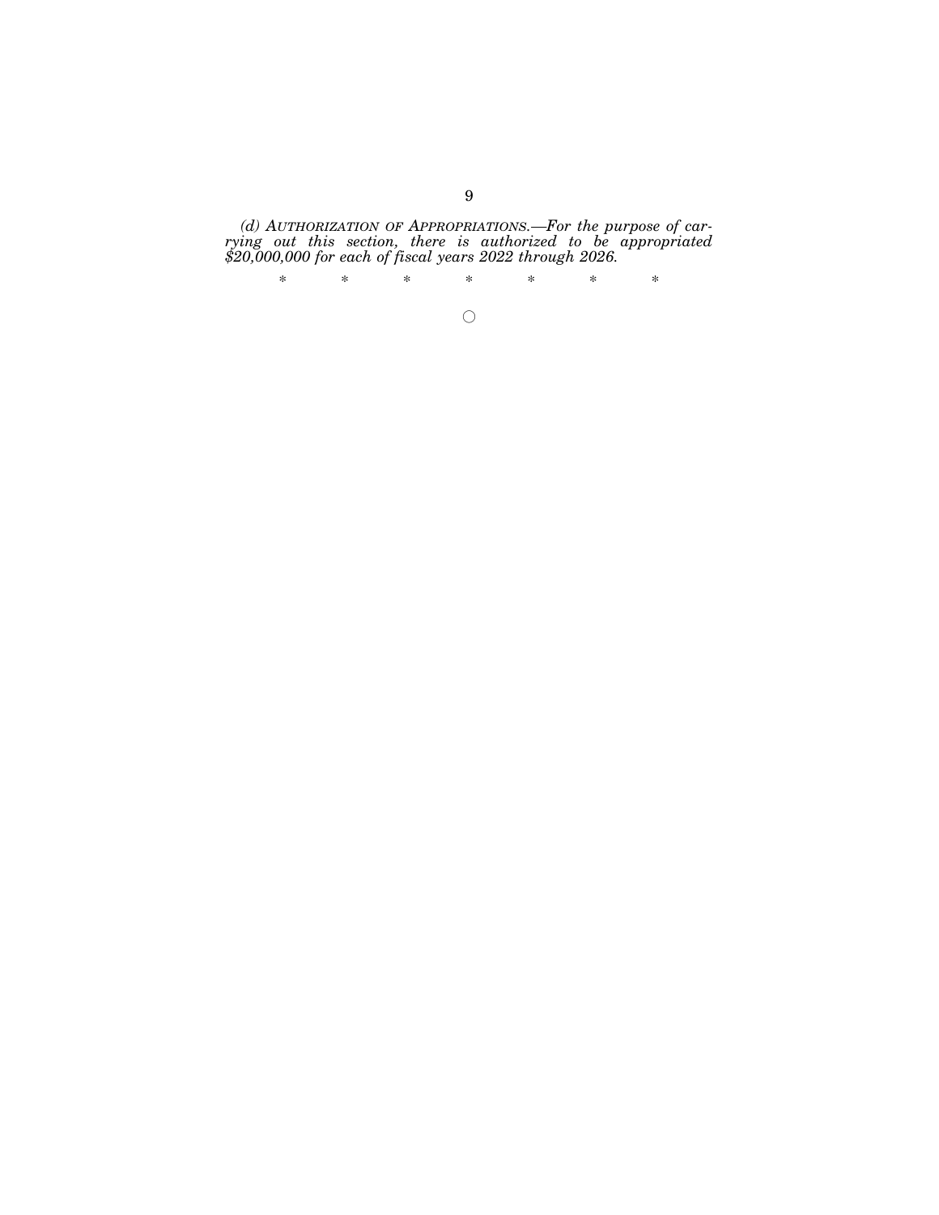*(d) AUTHORIZATION OF APPROPRIATIONS.—For the purpose of carrying out this section, there is authorized to be appropriated $20,000,000 for each of fiscal years 2022 through 2026.*

\* \* \* \* \* \* \*

○